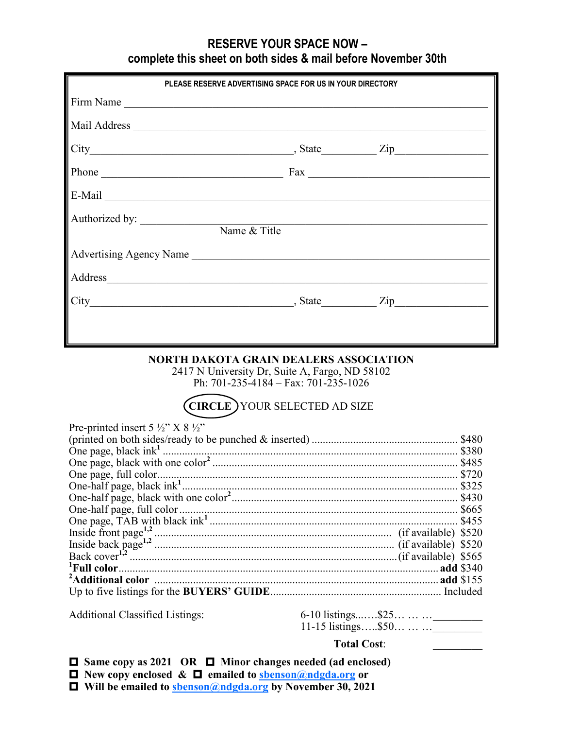## RESERVE YOUR SPACE NOW –
## complete this sheet on both sides & mail before November 30th

**PLEASE RESERVE ADVERTISING SPACE FOR US IN YOUR DIRECTORY**

Firm Name ______________________________________________

Mail Address ____________________________________________

City______________________________, State__________ Zip______________

Phone ____________________________ Fax ____________________________

E-Mail __________________________________________________

Authorized by: ___________________________________________
Name & Title

Advertising Agency Name __________________________________

Address_________________________________________________

City______________________________, State__________ Zip______________

**NORTH DAKOTA GRAIN DEALERS ASSOCIATION**
2417 N University Dr, Suite A, Fargo, ND 58102
Ph: 701-235-4184 – Fax: 701-235-1026

**CIRCLE** YOUR SELECTED AD SIZE

| | | |
|---|---|---|
| Pre-printed insert 5 ½" X 8 ½" (printed on both sides/ready to be punched & inserted) | | $480 |
| One page, black ink[1] | | $380 |
| One page, black with one color[2] | | $485 |
| One page, full color | | $720 |
| One-half page, black ink[1] | | $325 |
| One-half page, black with one color[2] | | $430 |
| One-half page, full color | | $665 |
| One page, TAB with black ink[1] | | $455 |
| Inside front page[1,2] | (if available) | $520 |
| Inside back page[1,2] | (if available) | $520 |
| Back cover[1,2] | (if available) | $565 |
| [1]**Full color** | | **add** $340 |
| [2]**Additional color** | | **add** $155 |
| Up to five listings for the **BUYERS' GUIDE** | | Included |

Additional Classified Listings:

6-10 listings......$25… … …_________
11-15 listings…..$50… … …_________

**Total Cost**: _________

☐ **Same copy as 2021 OR** ☐ **Minor changes needed (ad enclosed)**
☐ **New copy enclosed &** ☐ **emailed to sbenson@ndgda.org or**
☐ **Will be emailed to sbenson@ndgda.org by November 30, 2021**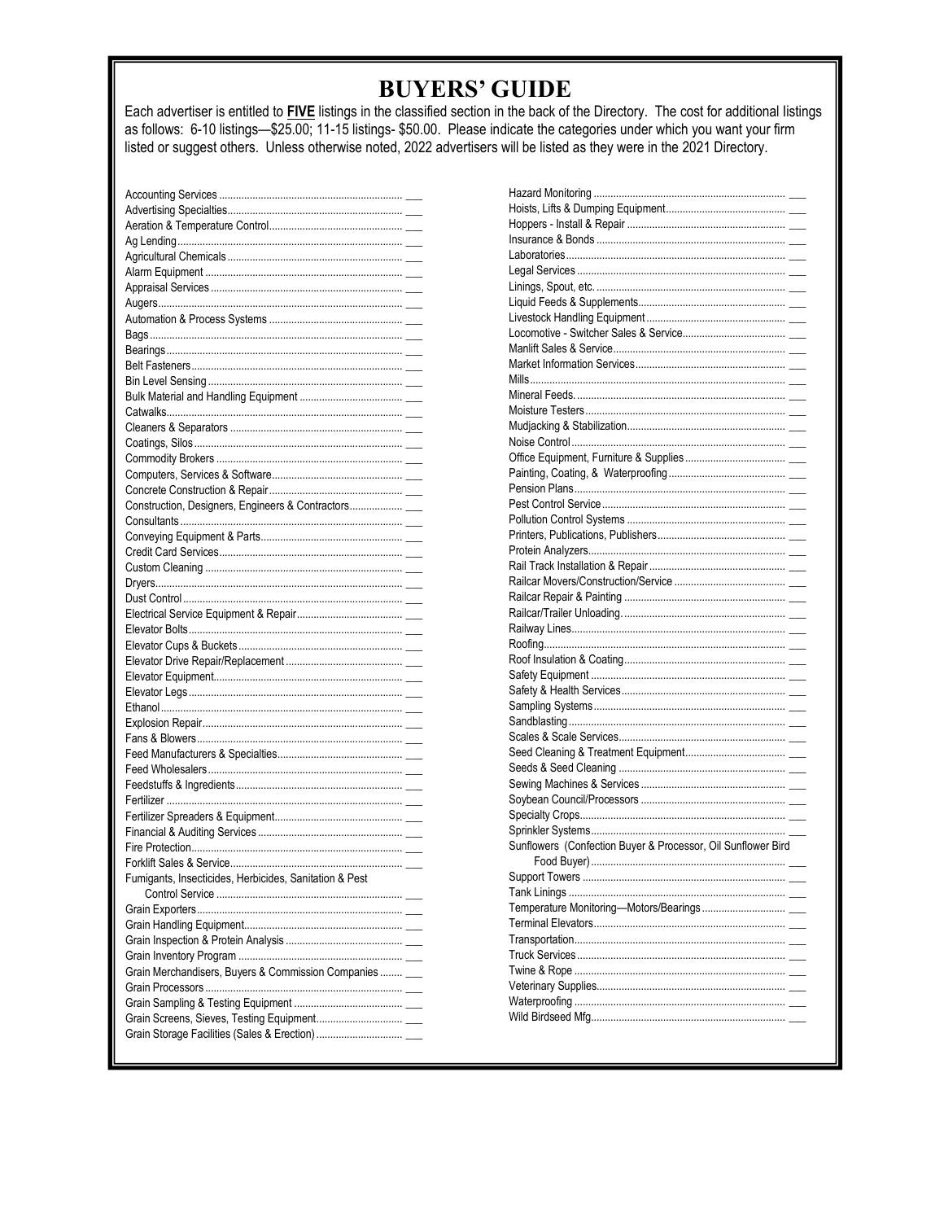# BUYERS' GUIDE

Each advertiser is entitled to **FIVE** listings in the classified section in the back of the Directory. The cost for additional listings as follows: 6-10 listings—$25.00; 11-15 listings- $50.00. Please indicate the categories under which you want your firm listed or suggest others. Unless otherwise noted, 2022 advertisers will be listed as they were in the 2021 Directory.

- Accounting Services ___
- Advertising Specialties ___
- Aeration & Temperature Control ___
- Ag Lending ___
- Agricultural Chemicals ___
- Alarm Equipment ___
- Appraisal Services ___
- Augers ___
- Automation & Process Systems ___
- Bags ___
- Bearings ___
- Belt Fasteners ___
- Bin Level Sensing ___
- Bulk Material and Handling Equipment ___
- Catwalks ___
- Cleaners & Separators ___
- Coatings, Silos ___
- Commodity Brokers ___
- Computers, Services & Software ___
- Concrete Construction & Repair ___
- Construction, Designers, Engineers & Contractors ___
- Consultants ___
- Conveying Equipment & Parts ___
- Credit Card Services ___
- Custom Cleaning ___
- Dryers ___
- Dust Control ___
- Electrical Service Equipment & Repair ___
- Elevator Bolts ___
- Elevator Cups & Buckets ___
- Elevator Drive Repair/Replacement ___
- Elevator Equipment ___
- Elevator Legs ___
- Ethanol ___
- Explosion Repair ___
- Fans & Blowers ___
- Feed Manufacturers & Specialties ___
- Feed Wholesalers ___
- Feedstuffs & Ingredients ___
- Fertilizer ___
- Fertilizer Spreaders & Equipment ___
- Financial & Auditing Services ___
- Fire Protection ___
- Forklift Sales & Service ___
- Fumigants, Insecticides, Herbicides, Sanitation & Pest Control Service ___
- Grain Exporters ___
- Grain Handling Equipment ___
- Grain Inspection & Protein Analysis ___
- Grain Inventory Program ___
- Grain Merchandisers, Buyers & Commission Companies ___
- Grain Processors ___
- Grain Sampling & Testing Equipment ___
- Grain Screens, Sieves, Testing Equipment ___
- Grain Storage Facilities (Sales & Erection) ___
- Hazard Monitoring ___
- Hoists, Lifts & Dumping Equipment ___
- Hoppers - Install & Repair ___
- Insurance & Bonds ___
- Laboratories ___
- Legal Services ___
- Linings, Spout, etc. ___
- Liquid Feeds & Supplements ___
- Livestock Handling Equipment ___
- Locomotive - Switcher Sales & Service ___
- Manlift Sales & Service ___
- Market Information Services ___
- Mills ___
- Mineral Feeds. ___
- Moisture Testers ___
- Mudjacking & Stabilization ___
- Noise Control ___
- Office Equipment, Furniture & Supplies ___
- Painting, Coating, & Waterproofing ___
- Pension Plans ___
- Pest Control Service ___
- Pollution Control Systems ___
- Printers, Publications, Publishers ___
- Protein Analyzers ___
- Rail Track Installation & Repair ___
- Railcar Movers/Construction/Service ___
- Railcar Repair & Painting ___
- Railcar/Trailer Unloading. ___
- Railway Lines ___
- Roofing ___
- Roof Insulation & Coating ___
- Safety Equipment ___
- Safety & Health Services ___
- Sampling Systems ___
- Sandblasting ___
- Scales & Scale Services ___
- Seed Cleaning & Treatment Equipment ___
- Seeds & Seed Cleaning ___
- Sewing Machines & Services ___
- Soybean Council/Processors ___
- Specialty Crops ___
- Sprinkler Systems ___
- Sunflowers (Confection Buyer & Processor, Oil Sunflower Bird Food Buyer) ___
- Support Towers ___
- Tank Linings ___
- Temperature Monitoring—Motors/Bearings ___
- Terminal Elevators ___
- Transportation ___
- Truck Services ___
- Twine & Rope ___
- Veterinary Supplies ___
- Waterproofing ___
- Wild Birdseed Mfg ___